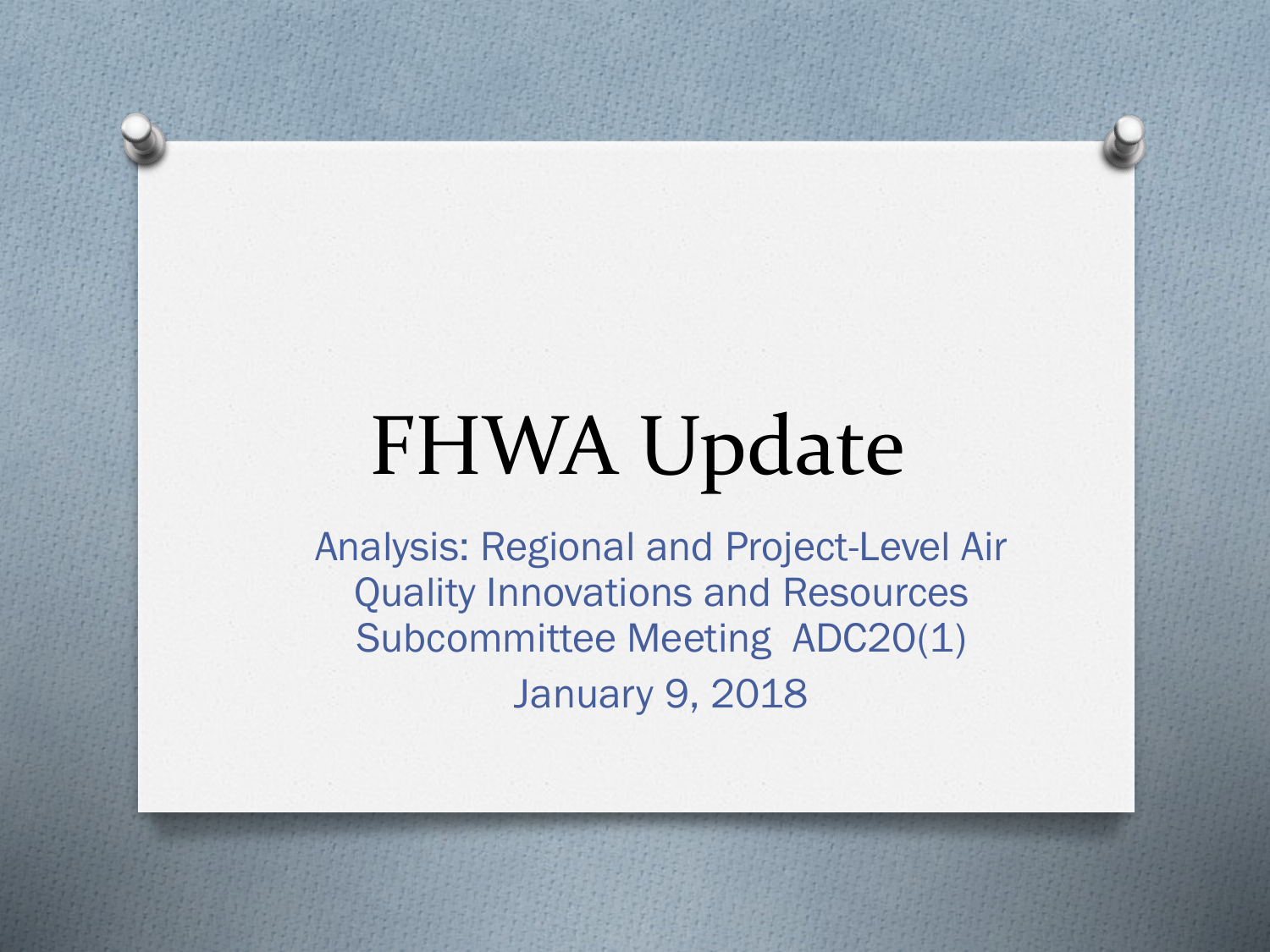# FHWA Update

Analysis: Regional and Project-Level Air Quality Innovations and Resources Subcommittee Meeting ADC20(1)

January 9, 2018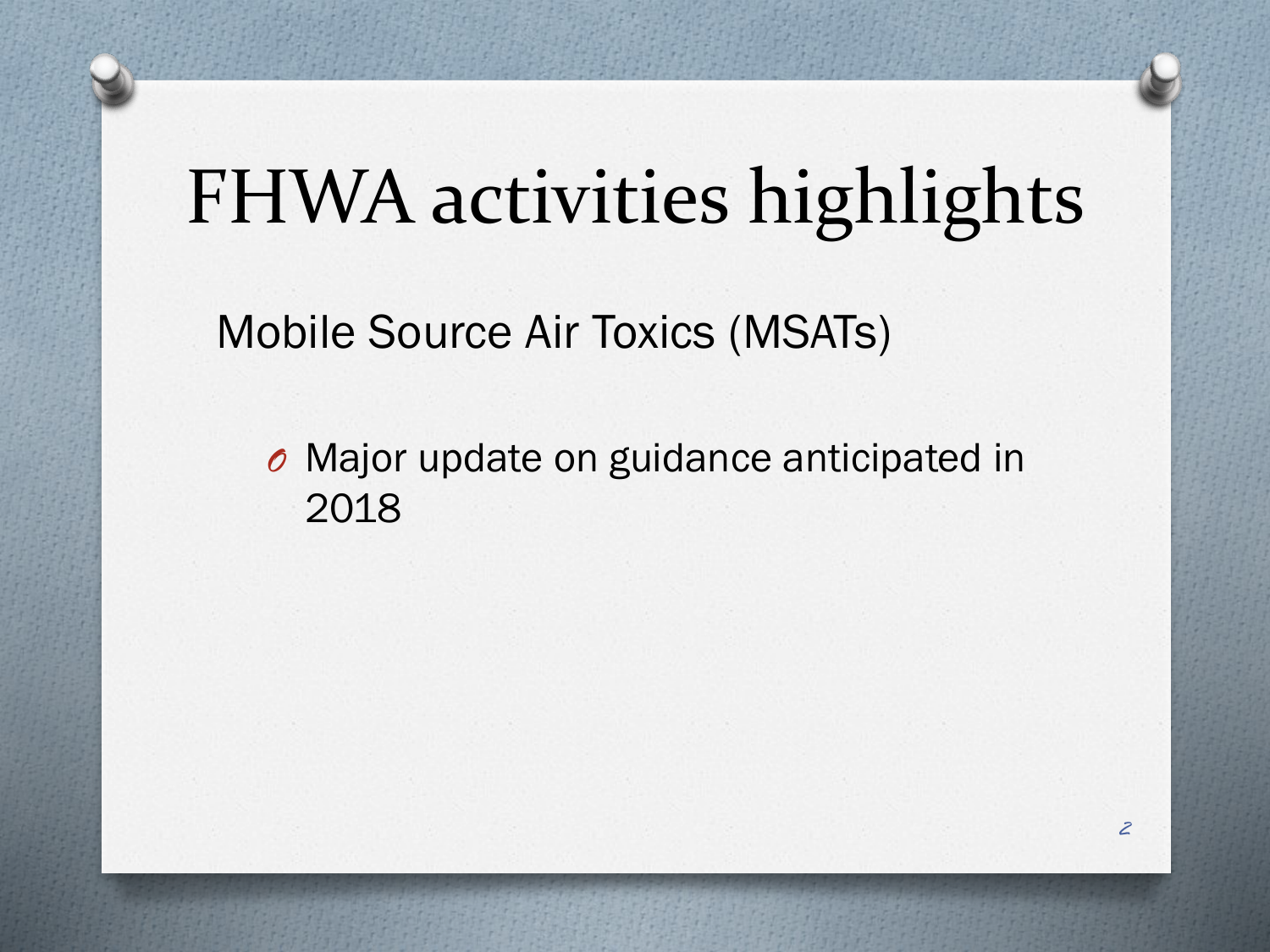# FHWA activities highlights

Mobile Source Air Toxics (MSATs)

- Major update on guidance anticipated in 2018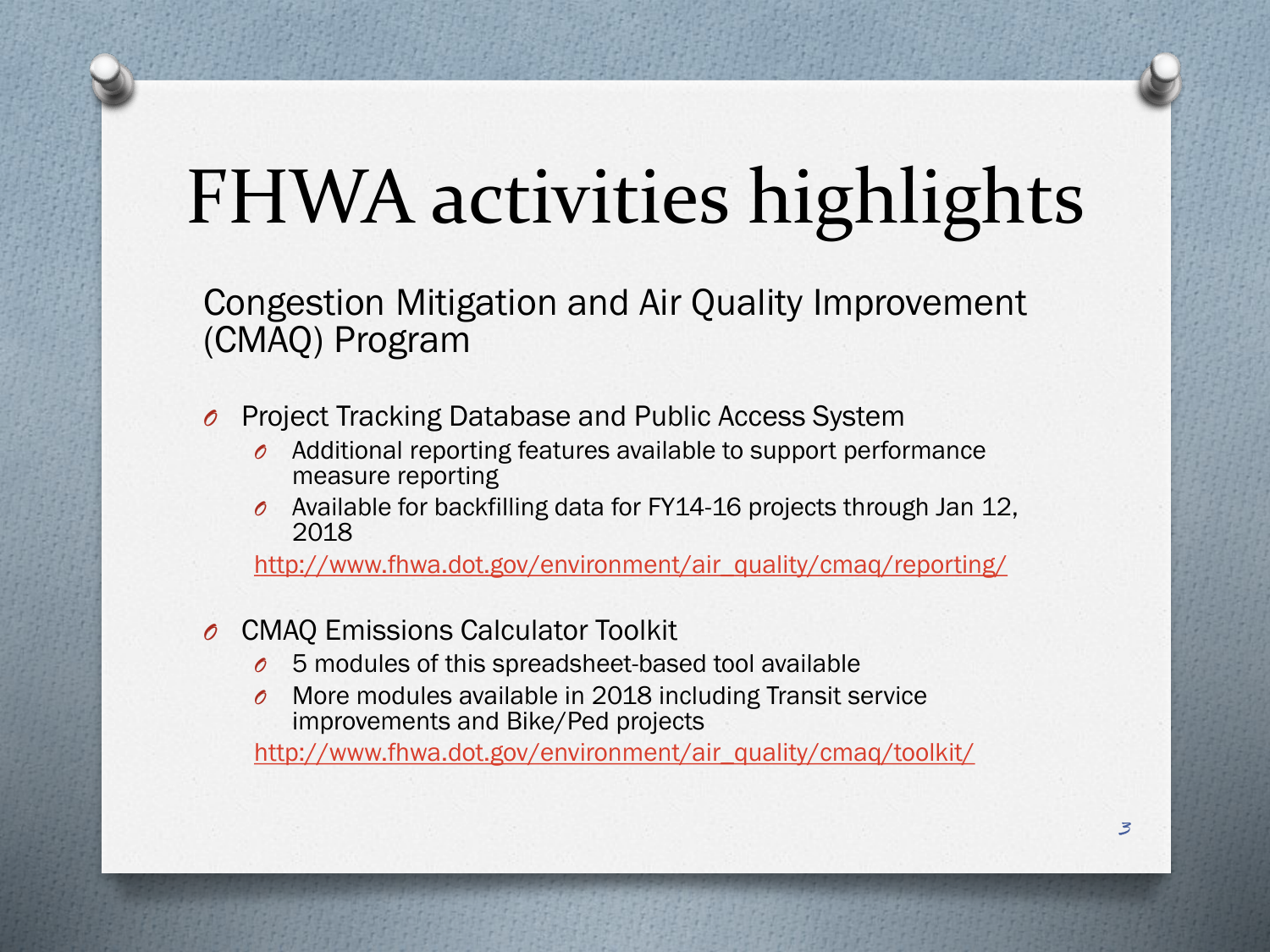# FHWA activities highlights

Congestion Mitigation and Air Quality Improvement (CMAQ) Program

- Project Tracking Database and Public Access System
  - Additional reporting features available to support performance measure reporting
  - Available for backfilling data for FY14-16 projects through Jan 12, 2018

  http://www.fhwa.dot.gov/environment/air_quality/cmaq/reporting/

- CMAQ Emissions Calculator Toolkit
  - 5 modules of this spreadsheet-based tool available
  - More modules available in 2018 including Transit service improvements and Bike/Ped projects

  http://www.fhwa.dot.gov/environment/air_quality/cmaq/toolkit/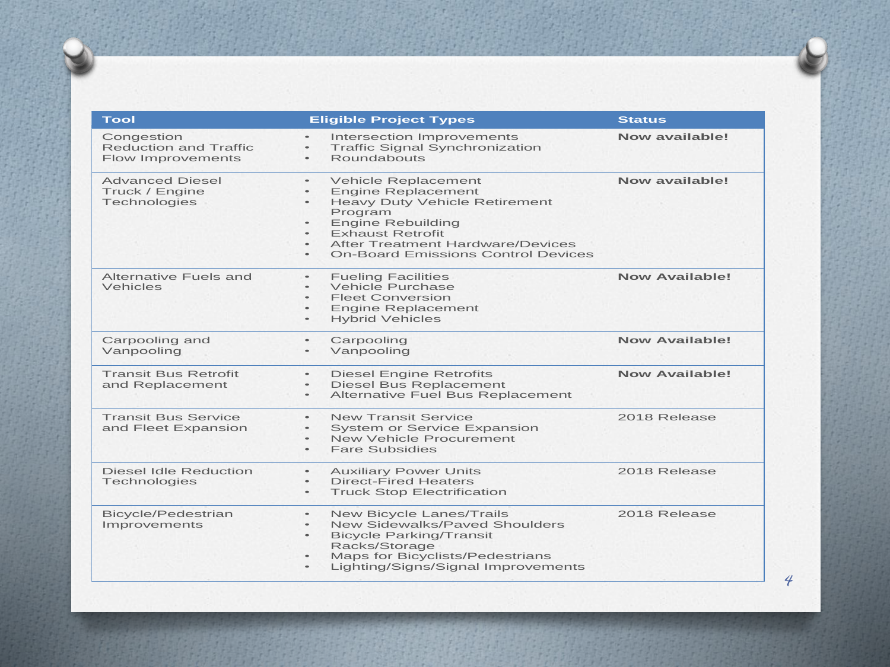| Tool | Eligible Project Types | Status |
|---|---|---|
| Congestion Reduction and Traffic Flow Improvements | • Intersection Improvements<br>• Traffic Signal Synchronization<br>• Roundabouts | **Now available!** |
| Advanced Diesel Truck / Engine Technologies | • Vehicle Replacement<br>• Engine Replacement<br>• Heavy Duty Vehicle Retirement Program<br>• Engine Rebuilding<br>• Exhaust Retrofit<br>• After Treatment Hardware/Devices<br>• On-Board Emissions Control Devices | **Now available!** |
| Alternative Fuels and Vehicles | • Fueling Facilities<br>• Vehicle Purchase<br>• Fleet Conversion<br>• Engine Replacement<br>• Hybrid Vehicles | **Now Available!** |
| Carpooling and Vanpooling | • Carpooling<br>• Vanpooling | **Now Available!** |
| Transit Bus Retrofit and Replacement | • Diesel Engine Retrofits<br>• Diesel Bus Replacement<br>• Alternative Fuel Bus Replacement | **Now Available!** |
| Transit Bus Service and Fleet Expansion | • New Transit Service<br>• System or Service Expansion<br>• New Vehicle Procurement<br>• Fare Subsidies | 2018 Release |
| Diesel Idle Reduction Technologies | • Auxiliary Power Units<br>• Direct-Fired Heaters<br>• Truck Stop Electrification | 2018 Release |
| Bicycle/Pedestrian Improvements | • New Bicycle Lanes/Trails<br>• New Sidewalks/Paved Shoulders<br>• Bicycle Parking/Transit Racks/Storage<br>• Maps for Bicyclists/Pedestrians<br>• Lighting/Signs/Signal Improvements | 2018 Release |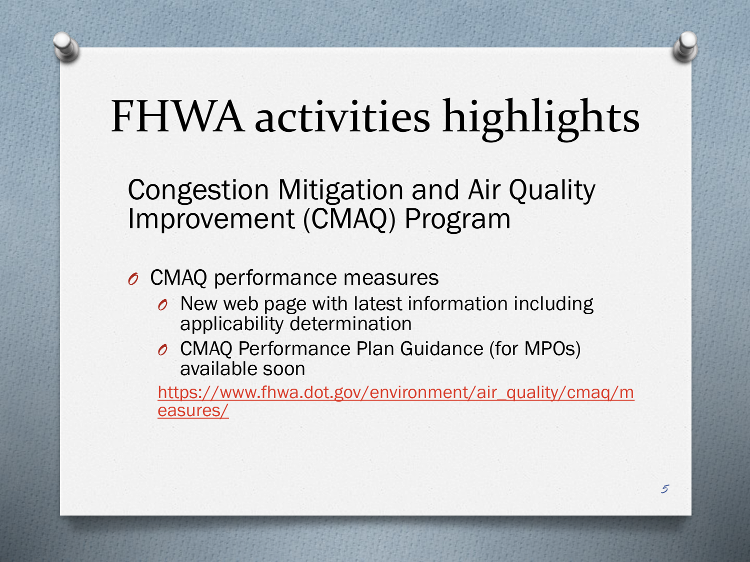# FHWA activities highlights

## Congestion Mitigation and Air Quality Improvement (CMAQ) Program

- CMAQ performance measures
  - New web page with latest information including applicability determination
  - CMAQ Performance Plan Guidance (for MPOs) available soon

  https://www.fhwa.dot.gov/environment/air_quality/cmaq/measures/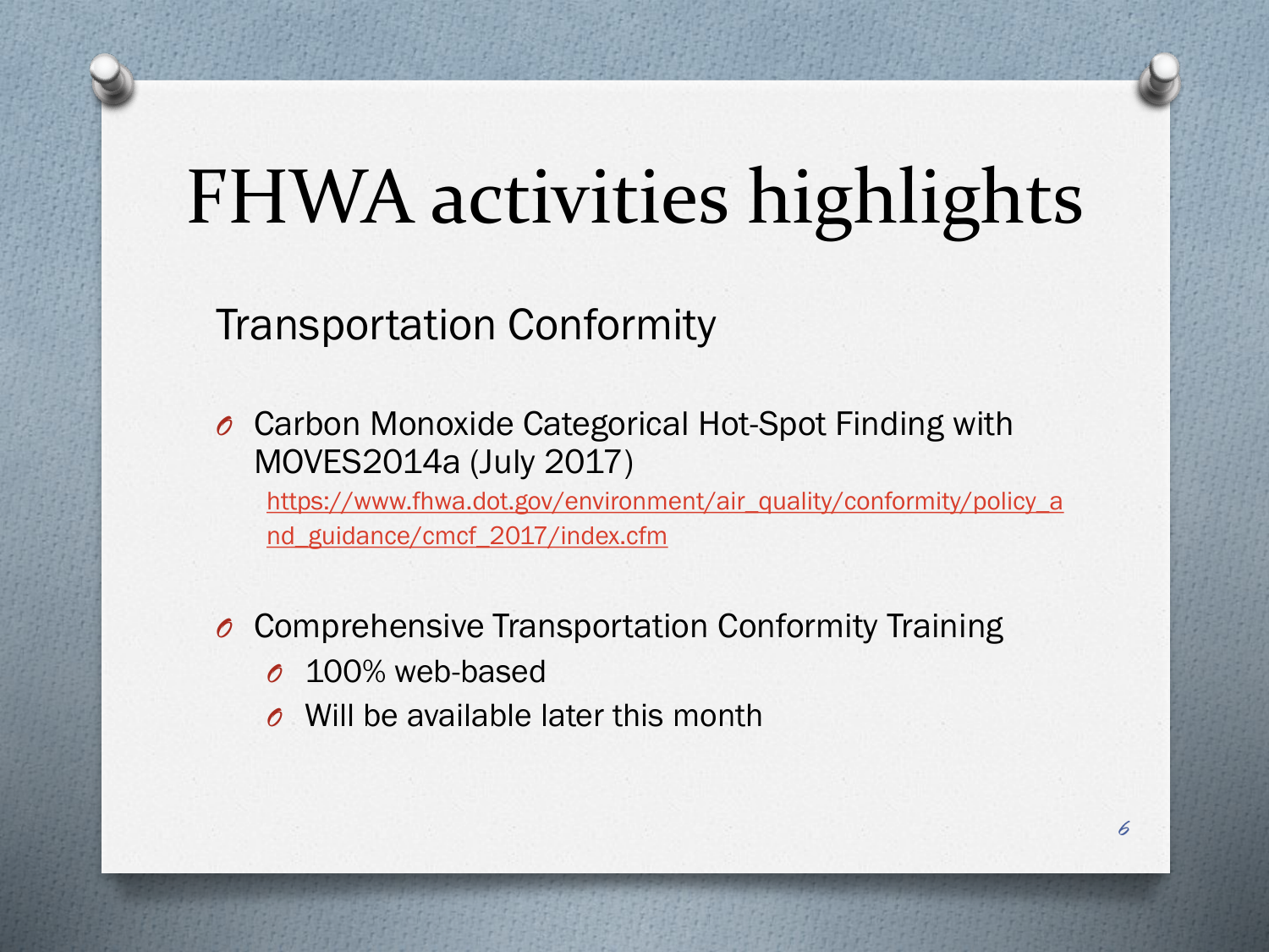# FHWA activities highlights

## Transportation Conformity

- Carbon Monoxide Categorical Hot-Spot Finding with MOVES2014a (July 2017)
  https://www.fhwa.dot.gov/environment/air_quality/conformity/policy_and_guidance/cmcf_2017/index.cfm

- Comprehensive Transportation Conformity Training
  - 100% web-based
  - Will be available later this month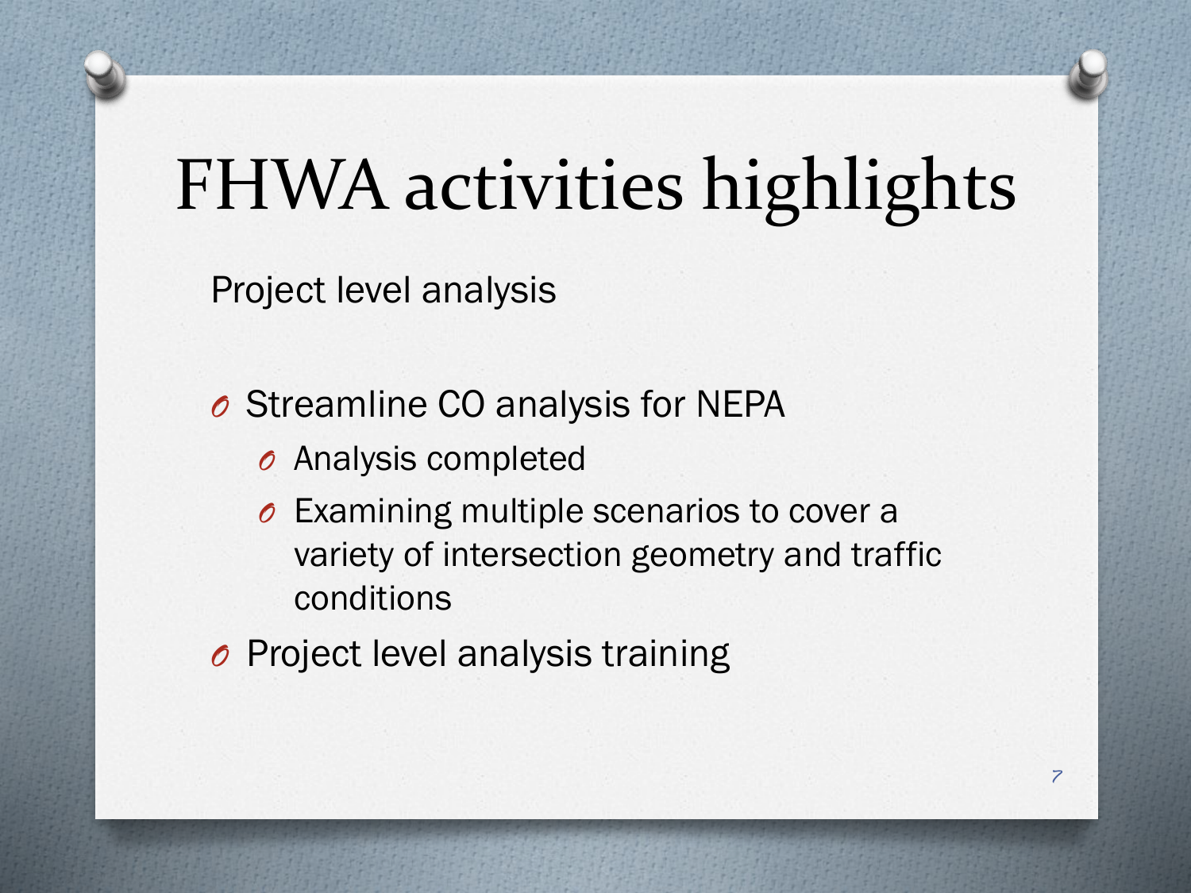# FHWA activities highlights

Project level analysis

- Streamline CO analysis for NEPA
  - Analysis completed
  - Examining multiple scenarios to cover a variety of intersection geometry and traffic conditions
- Project level analysis training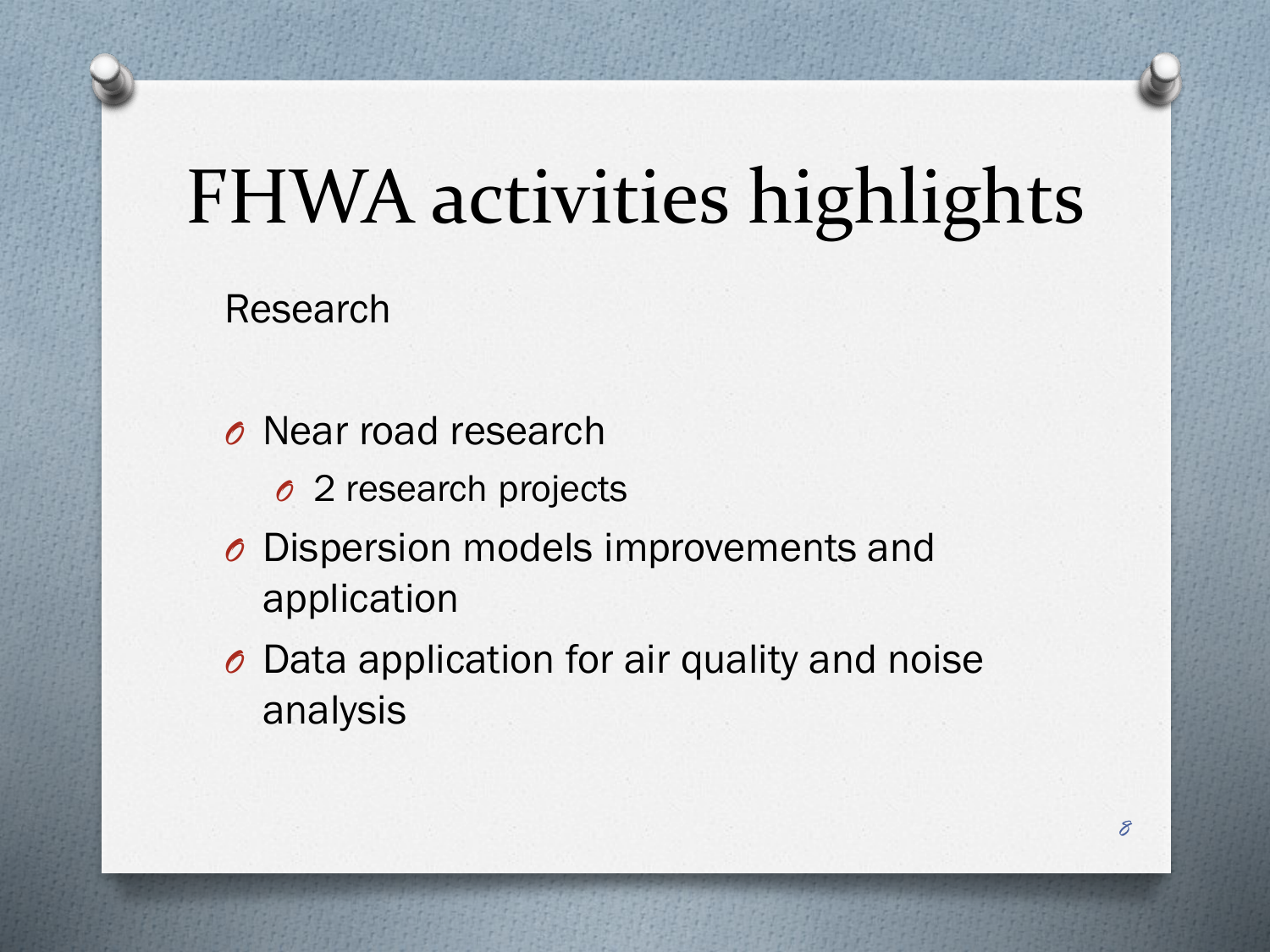# FHWA activities highlights

Research

- Near road research
  - 2 research projects
- Dispersion models improvements and application
- Data application for air quality and noise analysis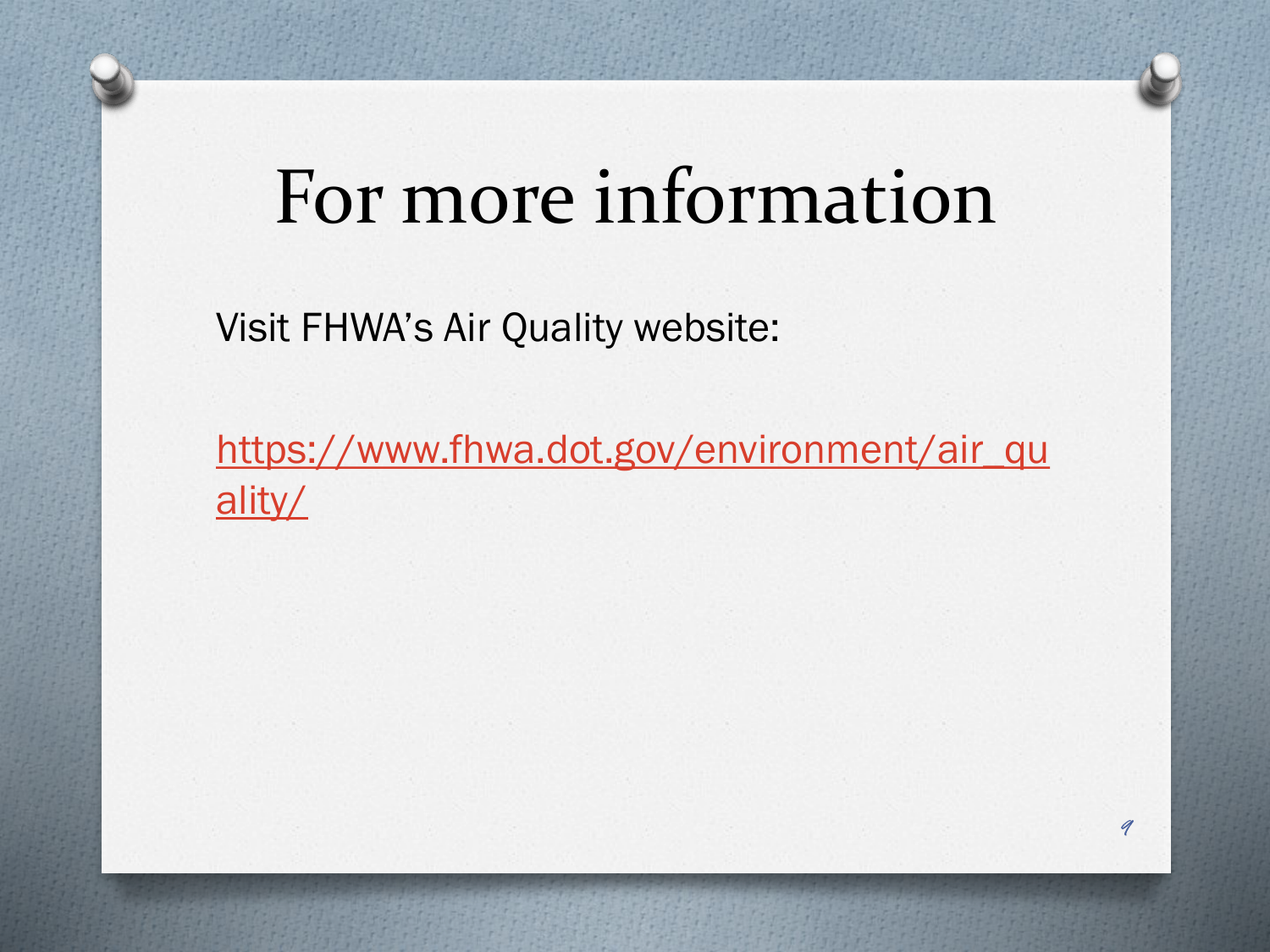# For more information

Visit FHWA’s Air Quality website:

[https://www.fhwa.dot.gov/environment/air_quality/](https://www.fhwa.dot.gov/environment/air_quality/)